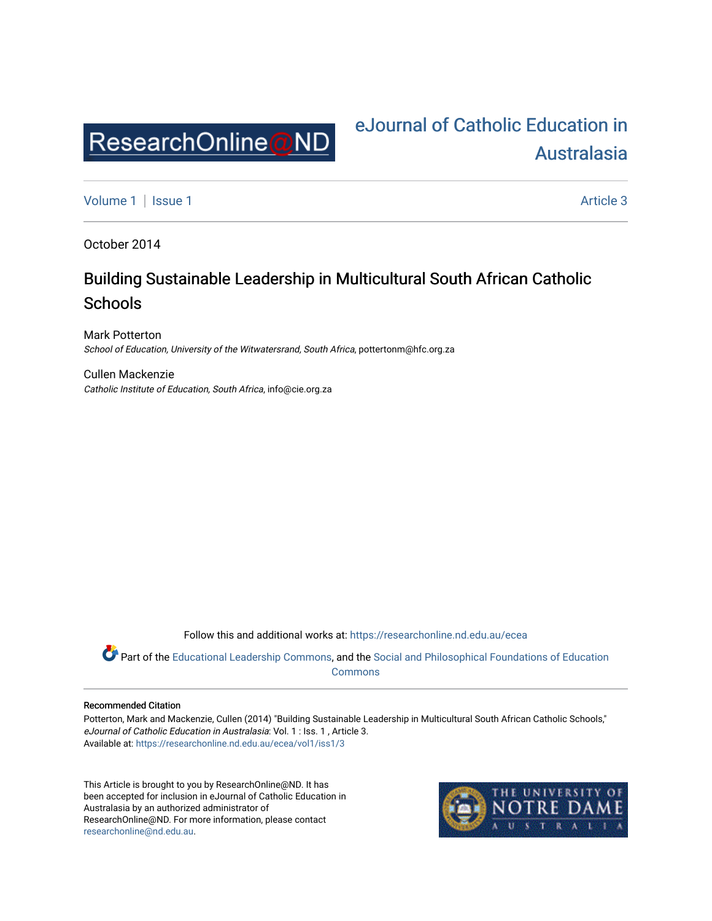ResearchOnline@ND

eJournal of Catholic Education in Australasia

Volume 1 | Issue 1 — Article 3

October 2014

# Building Sustainable Leadership in Multicultural South African Catholic Schools

Mark Potterton
*School of Education, University of the Witwatersrand, South Africa*, pottertonm@hfc.org.za

Cullen Mackenzie
*Catholic Institute of Education, South Africa*, info@cie.org.za

Follow this and additional works at: https://researchonline.nd.edu.au/ecea

Part of the Educational Leadership Commons, and the Social and Philosophical Foundations of Education Commons

## Recommended Citation

Potterton, Mark and Mackenzie, Cullen (2014) "Building Sustainable Leadership in Multicultural South African Catholic Schools," *eJournal of Catholic Education in Australasia*: Vol. 1 : Iss. 1 , Article 3.
Available at: https://researchonline.nd.edu.au/ecea/vol1/iss1/3

This Article is brought to you by ResearchOnline@ND. It has been accepted for inclusion in eJournal of Catholic Education in Australasia by an authorized administrator of ResearchOnline@ND. For more information, please contact researchonline@nd.edu.au.

THE UNIVERSITY OF NOTRE DAME AUSTRALIA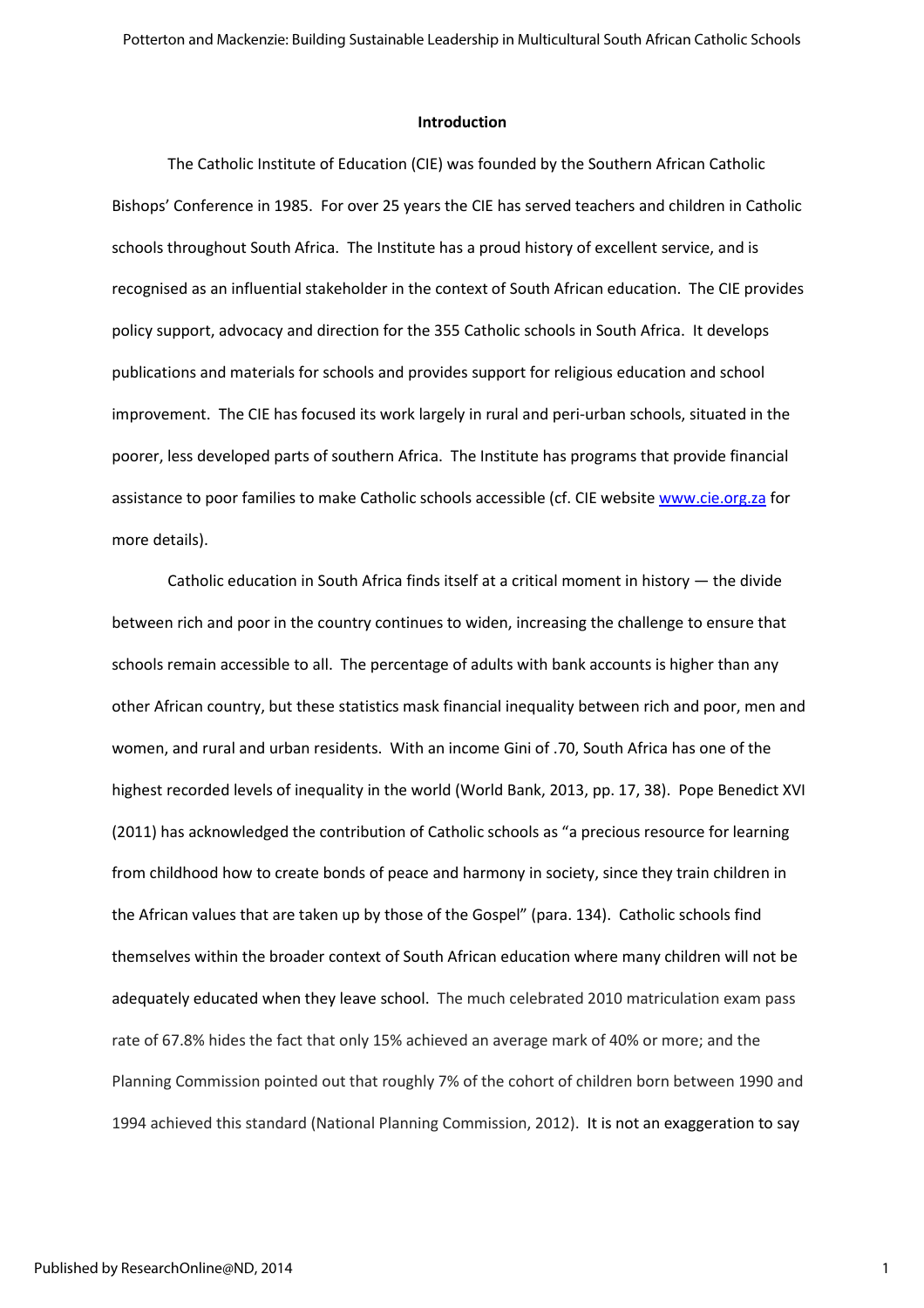## Introduction

The Catholic Institute of Education (CIE) was founded by the Southern African Catholic Bishops' Conference in 1985. For over 25 years the CIE has served teachers and children in Catholic schools throughout South Africa. The Institute has a proud history of excellent service, and is recognised as an influential stakeholder in the context of South African education. The CIE provides policy support, advocacy and direction for the 355 Catholic schools in South Africa. It develops publications and materials for schools and provides support for religious education and school improvement. The CIE has focused its work largely in rural and peri-urban schools, situated in the poorer, less developed parts of southern Africa. The Institute has programs that provide financial assistance to poor families to make Catholic schools accessible (cf. CIE website www.cie.org.za for more details).

Catholic education in South Africa finds itself at a critical moment in history — the divide between rich and poor in the country continues to widen, increasing the challenge to ensure that schools remain accessible to all. The percentage of adults with bank accounts is higher than any other African country, but these statistics mask financial inequality between rich and poor, men and women, and rural and urban residents. With an income Gini of .70, South Africa has one of the highest recorded levels of inequality in the world (World Bank, 2013, pp. 17, 38). Pope Benedict XVI (2011) has acknowledged the contribution of Catholic schools as "a precious resource for learning from childhood how to create bonds of peace and harmony in society, since they train children in the African values that are taken up by those of the Gospel" (para. 134). Catholic schools find themselves within the broader context of South African education where many children will not be adequately educated when they leave school. The much celebrated 2010 matriculation exam pass rate of 67.8% hides the fact that only 15% achieved an average mark of 40% or more; and the Planning Commission pointed out that roughly 7% of the cohort of children born between 1990 and 1994 achieved this standard (National Planning Commission, 2012). It is not an exaggeration to say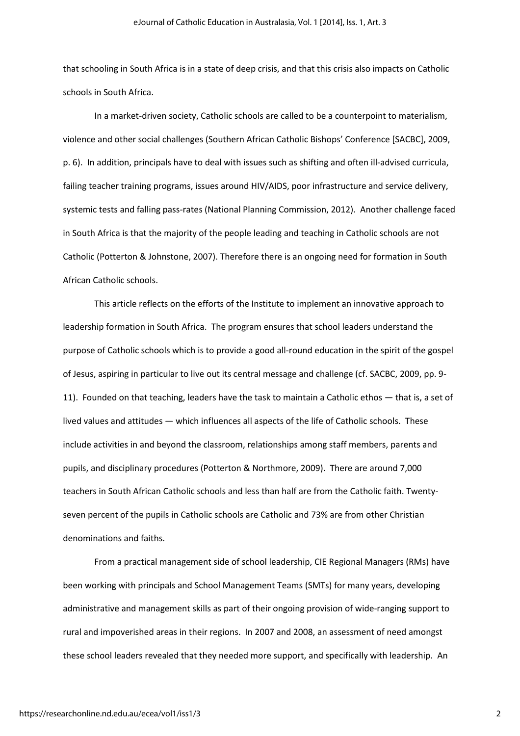that schooling in South Africa is in a state of deep crisis, and that this crisis also impacts on Catholic schools in South Africa.

In a market-driven society, Catholic schools are called to be a counterpoint to materialism, violence and other social challenges (Southern African Catholic Bishops' Conference [SACBC], 2009, p. 6). In addition, principals have to deal with issues such as shifting and often ill-advised curricula, failing teacher training programs, issues around HIV/AIDS, poor infrastructure and service delivery, systemic tests and falling pass-rates (National Planning Commission, 2012). Another challenge faced in South Africa is that the majority of the people leading and teaching in Catholic schools are not Catholic (Potterton & Johnstone, 2007). Therefore there is an ongoing need for formation in South African Catholic schools.

This article reflects on the efforts of the Institute to implement an innovative approach to leadership formation in South Africa. The program ensures that school leaders understand the purpose of Catholic schools which is to provide a good all-round education in the spirit of the gospel of Jesus, aspiring in particular to live out its central message and challenge (cf. SACBC, 2009, pp. 9-11). Founded on that teaching, leaders have the task to maintain a Catholic ethos — that is, a set of lived values and attitudes — which influences all aspects of the life of Catholic schools. These include activities in and beyond the classroom, relationships among staff members, parents and pupils, and disciplinary procedures (Potterton & Northmore, 2009). There are around 7,000 teachers in South African Catholic schools and less than half are from the Catholic faith. Twenty-seven percent of the pupils in Catholic schools are Catholic and 73% are from other Christian denominations and faiths.

From a practical management side of school leadership, CIE Regional Managers (RMs) have been working with principals and School Management Teams (SMTs) for many years, developing administrative and management skills as part of their ongoing provision of wide-ranging support to rural and impoverished areas in their regions. In 2007 and 2008, an assessment of need amongst these school leaders revealed that they needed more support, and specifically with leadership. An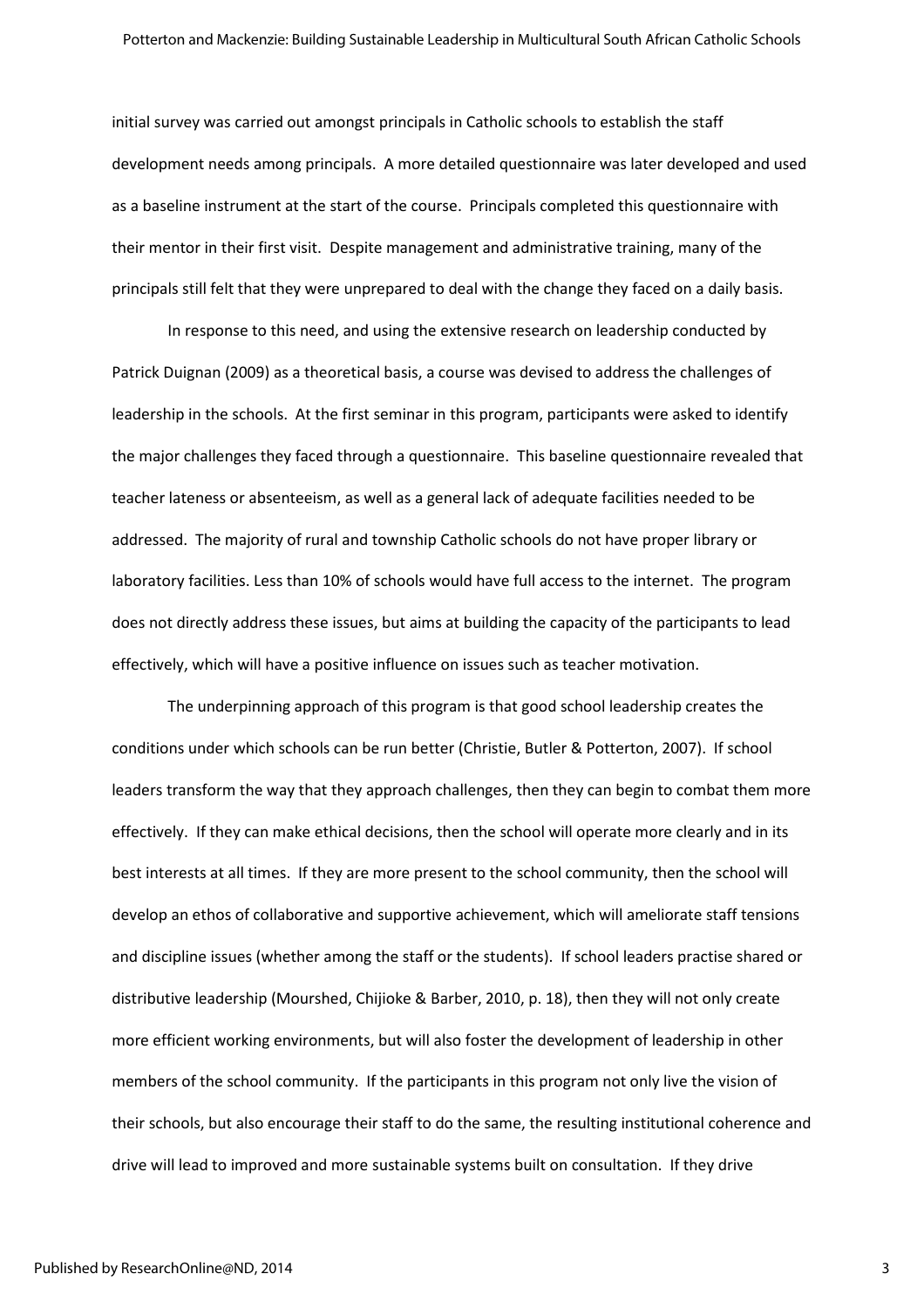initial survey was carried out amongst principals in Catholic schools to establish the staff development needs among principals. A more detailed questionnaire was later developed and used as a baseline instrument at the start of the course. Principals completed this questionnaire with their mentor in their first visit. Despite management and administrative training, many of the principals still felt that they were unprepared to deal with the change they faced on a daily basis.

In response to this need, and using the extensive research on leadership conducted by Patrick Duignan (2009) as a theoretical basis, a course was devised to address the challenges of leadership in the schools. At the first seminar in this program, participants were asked to identify the major challenges they faced through a questionnaire. This baseline questionnaire revealed that teacher lateness or absenteeism, as well as a general lack of adequate facilities needed to be addressed. The majority of rural and township Catholic schools do not have proper library or laboratory facilities. Less than 10% of schools would have full access to the internet. The program does not directly address these issues, but aims at building the capacity of the participants to lead effectively, which will have a positive influence on issues such as teacher motivation.

The underpinning approach of this program is that good school leadership creates the conditions under which schools can be run better (Christie, Butler & Potterton, 2007). If school leaders transform the way that they approach challenges, then they can begin to combat them more effectively. If they can make ethical decisions, then the school will operate more clearly and in its best interests at all times. If they are more present to the school community, then the school will develop an ethos of collaborative and supportive achievement, which will ameliorate staff tensions and discipline issues (whether among the staff or the students). If school leaders practise shared or distributive leadership (Mourshed, Chijioke & Barber, 2010, p. 18), then they will not only create more efficient working environments, but will also foster the development of leadership in other members of the school community. If the participants in this program not only live the vision of their schools, but also encourage their staff to do the same, the resulting institutional coherence and drive will lead to improved and more sustainable systems built on consultation. If they drive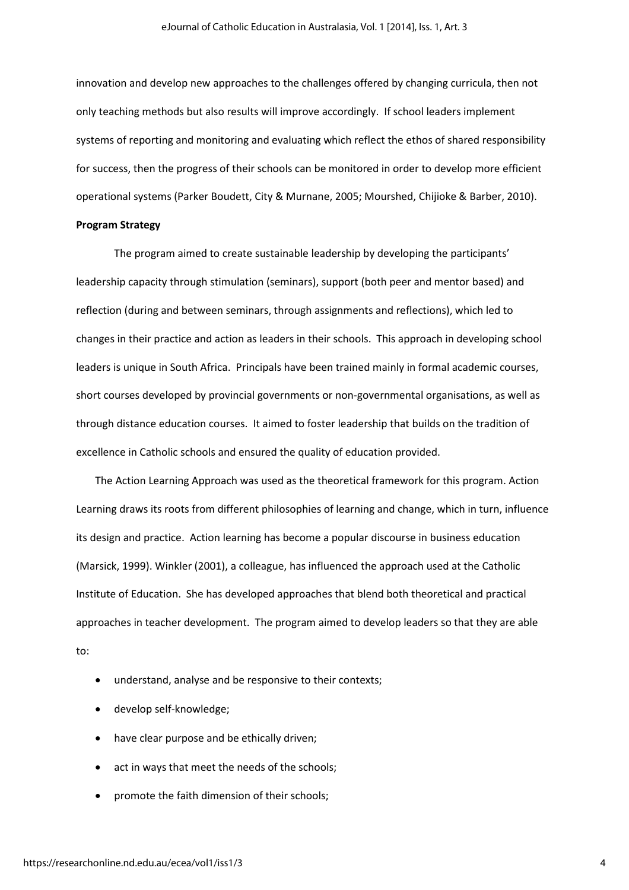innovation and develop new approaches to the challenges offered by changing curricula, then not only teaching methods but also results will improve accordingly. If school leaders implement systems of reporting and monitoring and evaluating which reflect the ethos of shared responsibility for success, then the progress of their schools can be monitored in order to develop more efficient operational systems (Parker Boudett, City & Murnane, 2005; Mourshed, Chijioke & Barber, 2010).

**Program Strategy**

The program aimed to create sustainable leadership by developing the participants' leadership capacity through stimulation (seminars), support (both peer and mentor based) and reflection (during and between seminars, through assignments and reflections), which led to changes in their practice and action as leaders in their schools. This approach in developing school leaders is unique in South Africa. Principals have been trained mainly in formal academic courses, short courses developed by provincial governments or non-governmental organisations, as well as through distance education courses. It aimed to foster leadership that builds on the tradition of excellence in Catholic schools and ensured the quality of education provided.

The Action Learning Approach was used as the theoretical framework for this program. Action Learning draws its roots from different philosophies of learning and change, which in turn, influence its design and practice. Action learning has become a popular discourse in business education (Marsick, 1999). Winkler (2001), a colleague, has influenced the approach used at the Catholic Institute of Education. She has developed approaches that blend both theoretical and practical approaches in teacher development. The program aimed to develop leaders so that they are able to:

- understand, analyse and be responsive to their contexts;
- develop self-knowledge;
- have clear purpose and be ethically driven;
- act in ways that meet the needs of the schools;
- promote the faith dimension of their schools;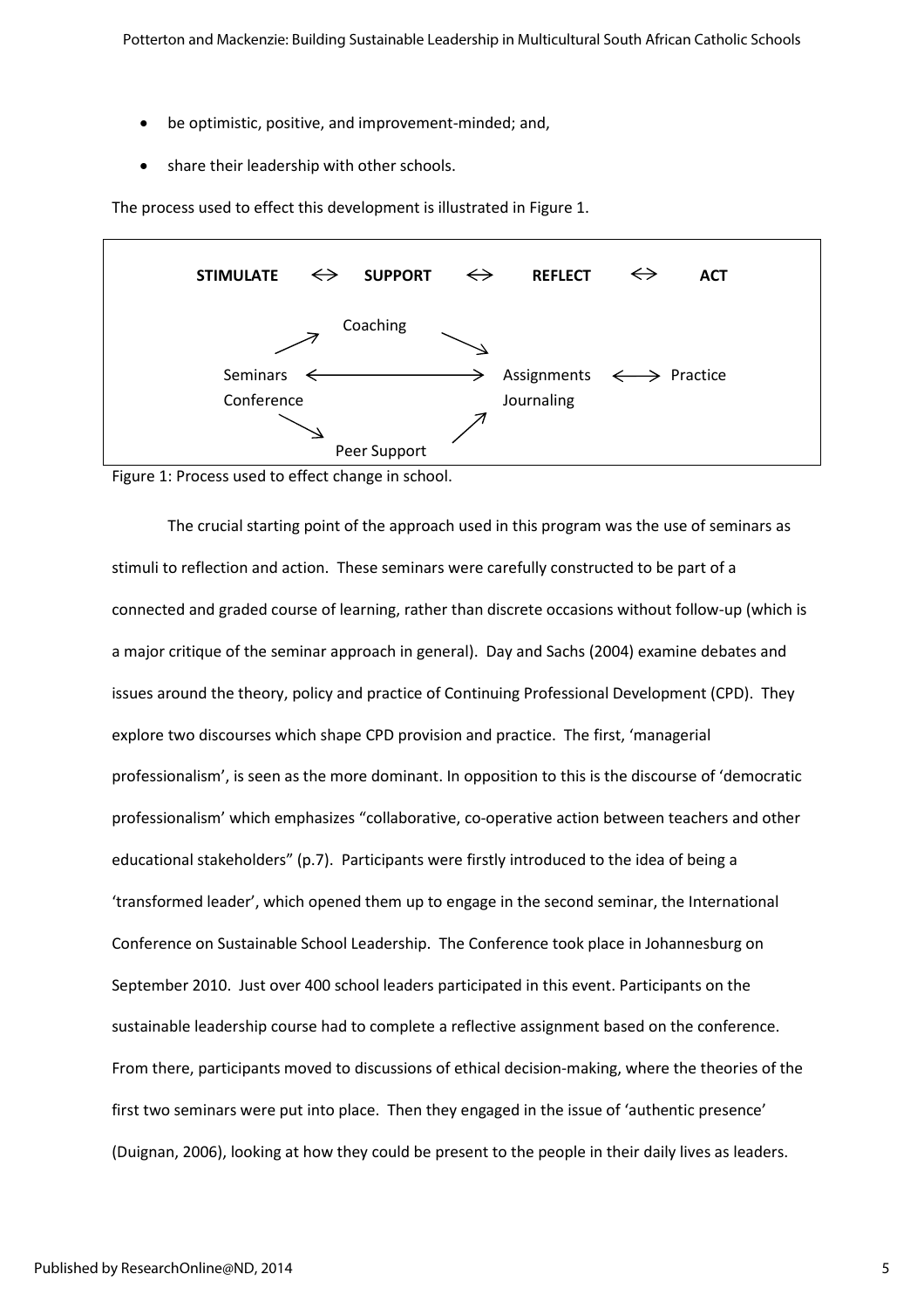- be optimistic, positive, and improvement-minded; and,
- share their leadership with other schools.

The process used to effect this development is illustrated in Figure 1.

STIMULATE ↔ SUPPORT ↔ REFLECT ↔ ACT

Coaching

Seminars ⟷ Assignments ⟷ Practice

Conference

Journaling

Peer Support

Figure 1: Process used to effect change in school.

The crucial starting point of the approach used in this program was the use of seminars as stimuli to reflection and action. These seminars were carefully constructed to be part of a connected and graded course of learning, rather than discrete occasions without follow-up (which is a major critique of the seminar approach in general). Day and Sachs (2004) examine debates and issues around the theory, policy and practice of Continuing Professional Development (CPD). They explore two discourses which shape CPD provision and practice. The first, 'managerial professionalism', is seen as the more dominant. In opposition to this is the discourse of 'democratic professionalism' which emphasizes "collaborative, co-operative action between teachers and other educational stakeholders" (p.7). Participants were firstly introduced to the idea of being a 'transformed leader', which opened them up to engage in the second seminar, the International Conference on Sustainable School Leadership. The Conference took place in Johannesburg on September 2010. Just over 400 school leaders participated in this event. Participants on the sustainable leadership course had to complete a reflective assignment based on the conference. From there, participants moved to discussions of ethical decision-making, where the theories of the first two seminars were put into place. Then they engaged in the issue of 'authentic presence' (Duignan, 2006), looking at how they could be present to the people in their daily lives as leaders.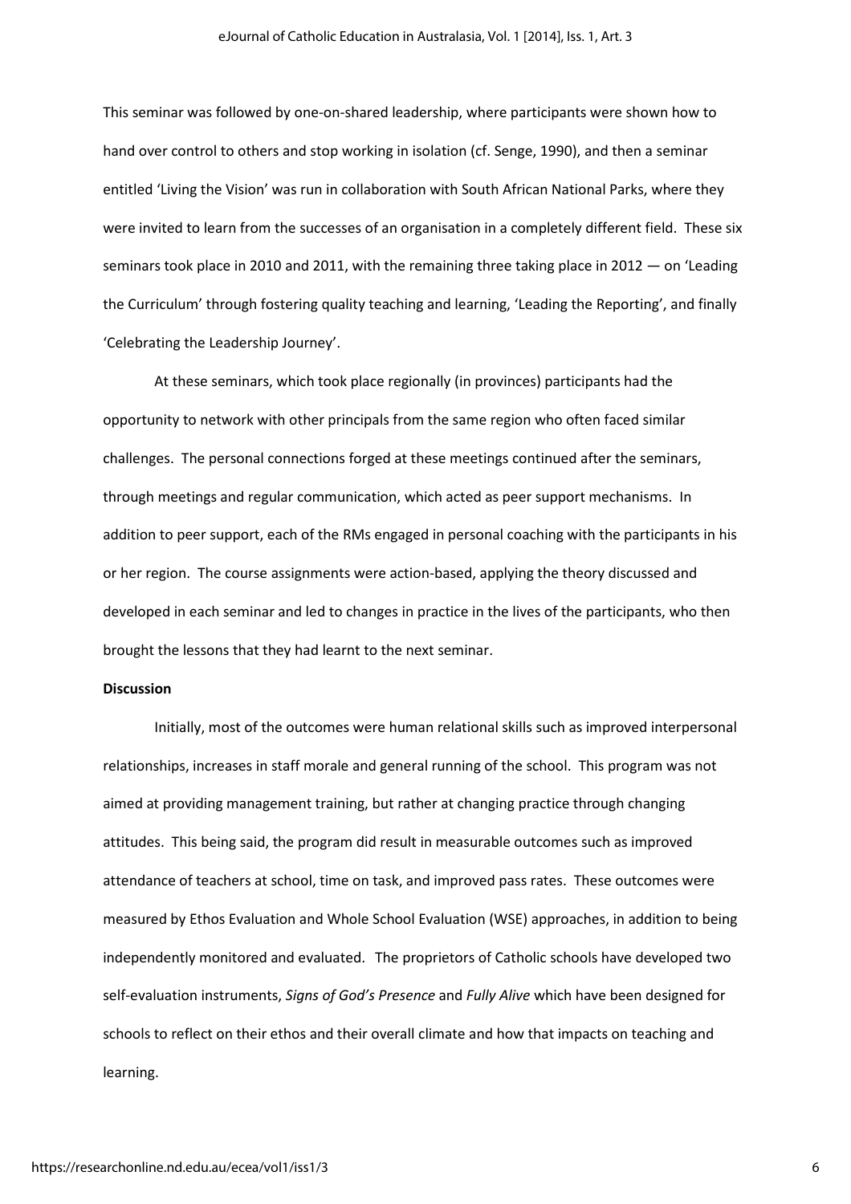This seminar was followed by one-on-shared leadership, where participants were shown how to hand over control to others and stop working in isolation (cf. Senge, 1990), and then a seminar entitled 'Living the Vision' was run in collaboration with South African National Parks, where they were invited to learn from the successes of an organisation in a completely different field. These six seminars took place in 2010 and 2011, with the remaining three taking place in 2012 — on 'Leading the Curriculum' through fostering quality teaching and learning, 'Leading the Reporting', and finally 'Celebrating the Leadership Journey'.

At these seminars, which took place regionally (in provinces) participants had the opportunity to network with other principals from the same region who often faced similar challenges. The personal connections forged at these meetings continued after the seminars, through meetings and regular communication, which acted as peer support mechanisms. In addition to peer support, each of the RMs engaged in personal coaching with the participants in his or her region. The course assignments were action-based, applying the theory discussed and developed in each seminar and led to changes in practice in the lives of the participants, who then brought the lessons that they had learnt to the next seminar.

**Discussion**

Initially, most of the outcomes were human relational skills such as improved interpersonal relationships, increases in staff morale and general running of the school. This program was not aimed at providing management training, but rather at changing practice through changing attitudes. This being said, the program did result in measurable outcomes such as improved attendance of teachers at school, time on task, and improved pass rates. These outcomes were measured by Ethos Evaluation and Whole School Evaluation (WSE) approaches, in addition to being independently monitored and evaluated. The proprietors of Catholic schools have developed two self-evaluation instruments, *Signs of God's Presence* and *Fully Alive* which have been designed for schools to reflect on their ethos and their overall climate and how that impacts on teaching and learning.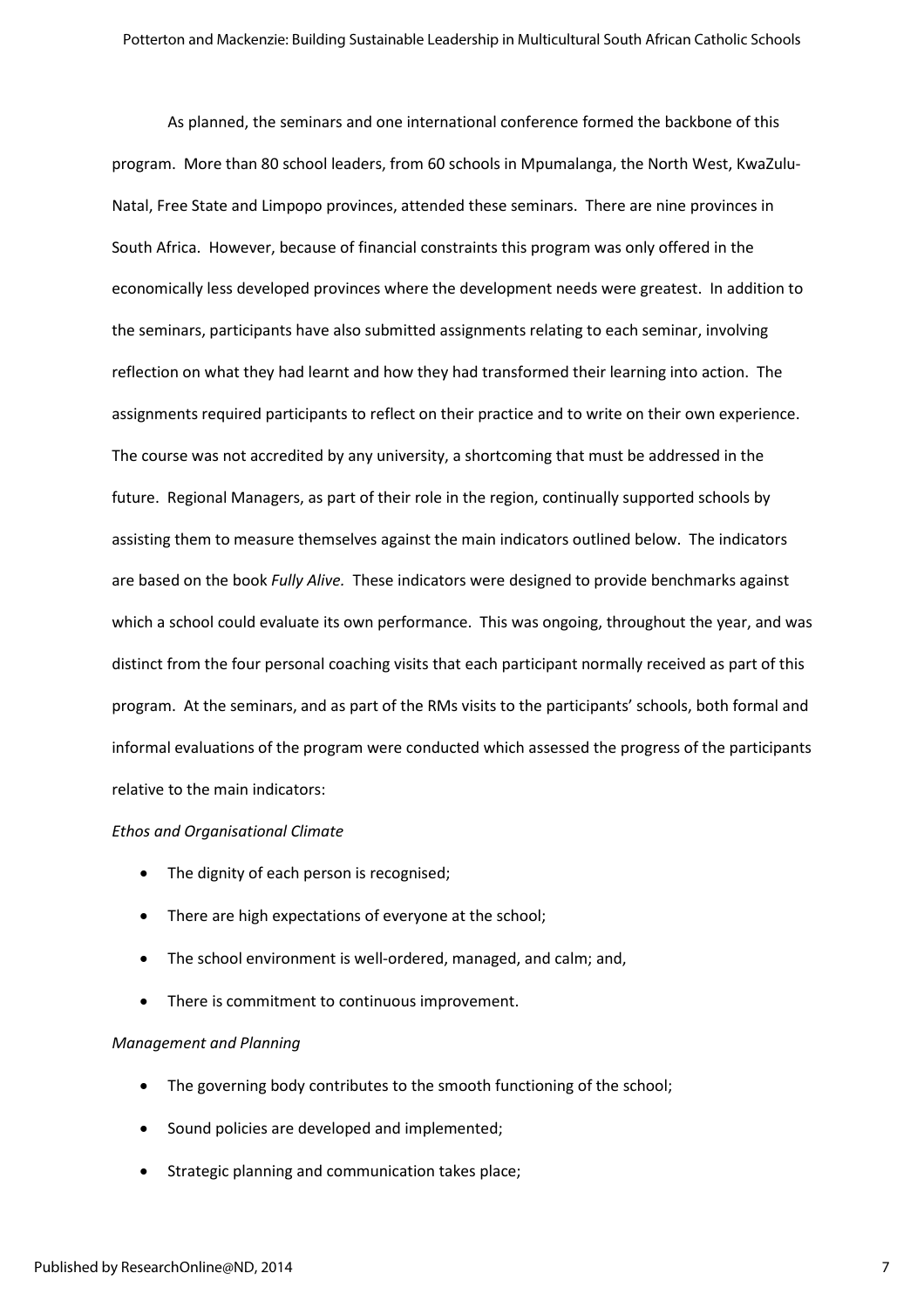As planned, the seminars and one international conference formed the backbone of this program. More than 80 school leaders, from 60 schools in Mpumalanga, the North West, KwaZulu-Natal, Free State and Limpopo provinces, attended these seminars. There are nine provinces in South Africa. However, because of financial constraints this program was only offered in the economically less developed provinces where the development needs were greatest. In addition to the seminars, participants have also submitted assignments relating to each seminar, involving reflection on what they had learnt and how they had transformed their learning into action. The assignments required participants to reflect on their practice and to write on their own experience. The course was not accredited by any university, a shortcoming that must be addressed in the future. Regional Managers, as part of their role in the region, continually supported schools by assisting them to measure themselves against the main indicators outlined below. The indicators are based on the book *Fully Alive.* These indicators were designed to provide benchmarks against which a school could evaluate its own performance. This was ongoing, throughout the year, and was distinct from the four personal coaching visits that each participant normally received as part of this program. At the seminars, and as part of the RMs visits to the participants' schools, both formal and informal evaluations of the program were conducted which assessed the progress of the participants relative to the main indicators:

*Ethos and Organisational Climate*

- The dignity of each person is recognised;
- There are high expectations of everyone at the school;
- The school environment is well-ordered, managed, and calm; and,
- There is commitment to continuous improvement.

*Management and Planning*

- The governing body contributes to the smooth functioning of the school;
- Sound policies are developed and implemented;
- Strategic planning and communication takes place;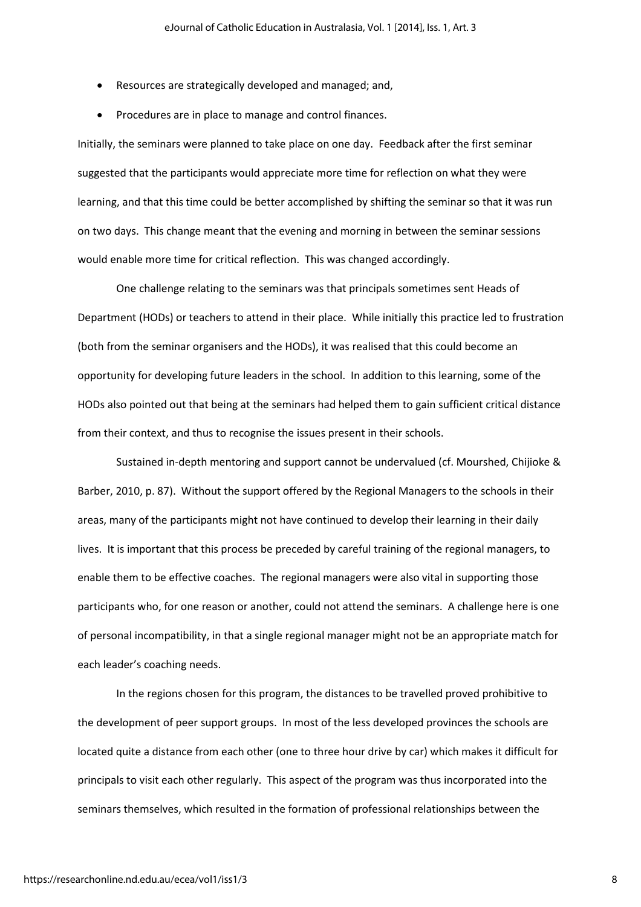- Resources are strategically developed and managed; and,
- Procedures are in place to manage and control finances.

Initially, the seminars were planned to take place on one day. Feedback after the first seminar suggested that the participants would appreciate more time for reflection on what they were learning, and that this time could be better accomplished by shifting the seminar so that it was run on two days. This change meant that the evening and morning in between the seminar sessions would enable more time for critical reflection. This was changed accordingly.

One challenge relating to the seminars was that principals sometimes sent Heads of Department (HODs) or teachers to attend in their place. While initially this practice led to frustration (both from the seminar organisers and the HODs), it was realised that this could become an opportunity for developing future leaders in the school. In addition to this learning, some of the HODs also pointed out that being at the seminars had helped them to gain sufficient critical distance from their context, and thus to recognise the issues present in their schools.

Sustained in-depth mentoring and support cannot be undervalued (cf. Mourshed, Chijioke & Barber, 2010, p. 87). Without the support offered by the Regional Managers to the schools in their areas, many of the participants might not have continued to develop their learning in their daily lives. It is important that this process be preceded by careful training of the regional managers, to enable them to be effective coaches. The regional managers were also vital in supporting those participants who, for one reason or another, could not attend the seminars. A challenge here is one of personal incompatibility, in that a single regional manager might not be an appropriate match for each leader's coaching needs.

In the regions chosen for this program, the distances to be travelled proved prohibitive to the development of peer support groups. In most of the less developed provinces the schools are located quite a distance from each other (one to three hour drive by car) which makes it difficult for principals to visit each other regularly. This aspect of the program was thus incorporated into the seminars themselves, which resulted in the formation of professional relationships between the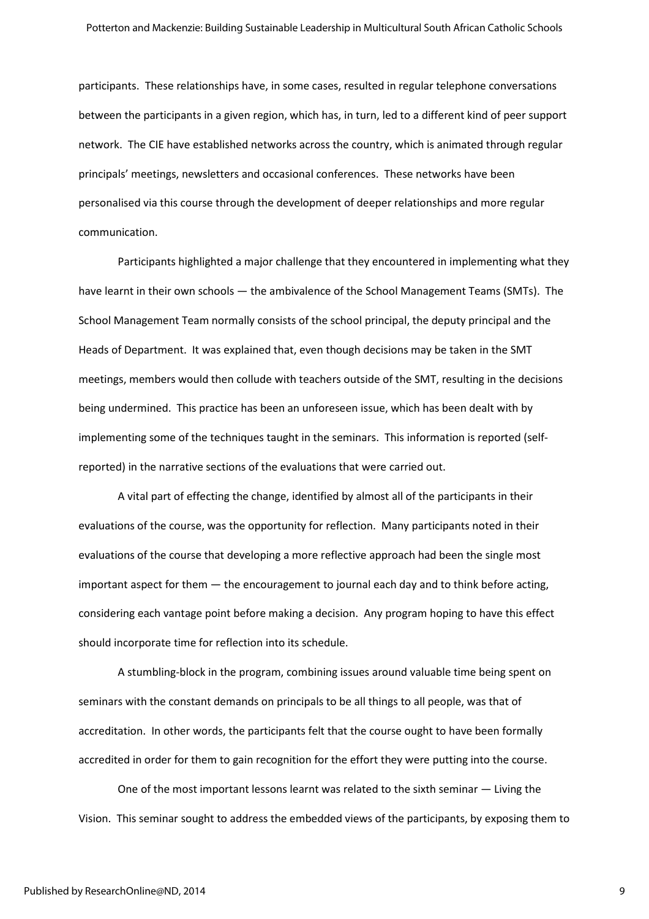participants. These relationships have, in some cases, resulted in regular telephone conversations between the participants in a given region, which has, in turn, led to a different kind of peer support network. The CIE have established networks across the country, which is animated through regular principals' meetings, newsletters and occasional conferences. These networks have been personalised via this course through the development of deeper relationships and more regular communication.

Participants highlighted a major challenge that they encountered in implementing what they have learnt in their own schools — the ambivalence of the School Management Teams (SMTs). The School Management Team normally consists of the school principal, the deputy principal and the Heads of Department. It was explained that, even though decisions may be taken in the SMT meetings, members would then collude with teachers outside of the SMT, resulting in the decisions being undermined. This practice has been an unforeseen issue, which has been dealt with by implementing some of the techniques taught in the seminars. This information is reported (self-reported) in the narrative sections of the evaluations that were carried out.

A vital part of effecting the change, identified by almost all of the participants in their evaluations of the course, was the opportunity for reflection. Many participants noted in their evaluations of the course that developing a more reflective approach had been the single most important aspect for them — the encouragement to journal each day and to think before acting, considering each vantage point before making a decision. Any program hoping to have this effect should incorporate time for reflection into its schedule.

A stumbling-block in the program, combining issues around valuable time being spent on seminars with the constant demands on principals to be all things to all people, was that of accreditation. In other words, the participants felt that the course ought to have been formally accredited in order for them to gain recognition for the effort they were putting into the course.

One of the most important lessons learnt was related to the sixth seminar — Living the Vision. This seminar sought to address the embedded views of the participants, by exposing them to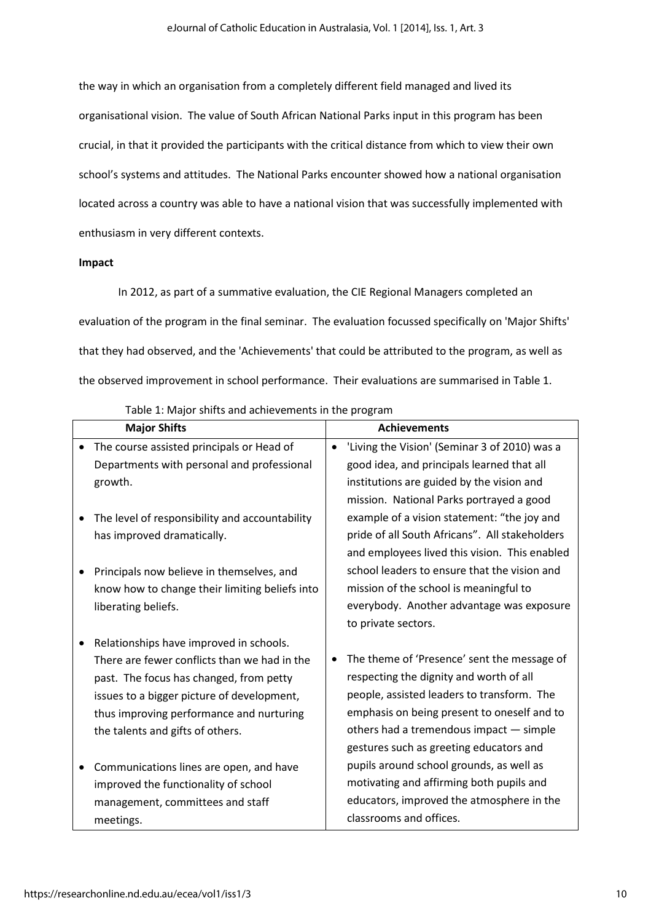the way in which an organisation from a completely different field managed and lived its organisational vision. The value of South African National Parks input in this program has been crucial, in that it provided the participants with the critical distance from which to view their own school's systems and attitudes. The National Parks encounter showed how a national organisation located across a country was able to have a national vision that was successfully implemented with enthusiasm in very different contexts.

**Impact**

In 2012, as part of a summative evaluation, the CIE Regional Managers completed an evaluation of the program in the final seminar. The evaluation focussed specifically on 'Major Shifts' that they had observed, and the 'Achievements' that could be attributed to the program, as well as the observed improvement in school performance. Their evaluations are summarised in Table 1.

Table 1: Major shifts and achievements in the program

| Major Shifts | Achievements |
|---|---|
| • The course assisted principals or Head of Departments with personal and professional growth.<br><br>• The level of responsibility and accountability has improved dramatically.<br><br>• Principals now believe in themselves, and know how to change their limiting beliefs into liberating beliefs.<br><br>• Relationships have improved in schools. There are fewer conflicts than we had in the past. The focus has changed, from petty issues to a bigger picture of development, thus improving performance and nurturing the talents and gifts of others.<br><br>• Communications lines are open, and have improved the functionality of school management, committees and staff meetings. | • 'Living the Vision' (Seminar 3 of 2010) was a good idea, and principals learned that all institutions are guided by the vision and mission. National Parks portrayed a good example of a vision statement: "the joy and pride of all South Africans". All stakeholders and employees lived this vision. This enabled school leaders to ensure that the vision and mission of the school is meaningful to everybody. Another advantage was exposure to private sectors.<br><br>• The theme of 'Presence' sent the message of respecting the dignity and worth of all people, assisted leaders to transform. The emphasis on being present to oneself and to others had a tremendous impact — simple gestures such as greeting educators and pupils around school grounds, as well as motivating and affirming both pupils and educators, improved the atmosphere in the classrooms and offices. |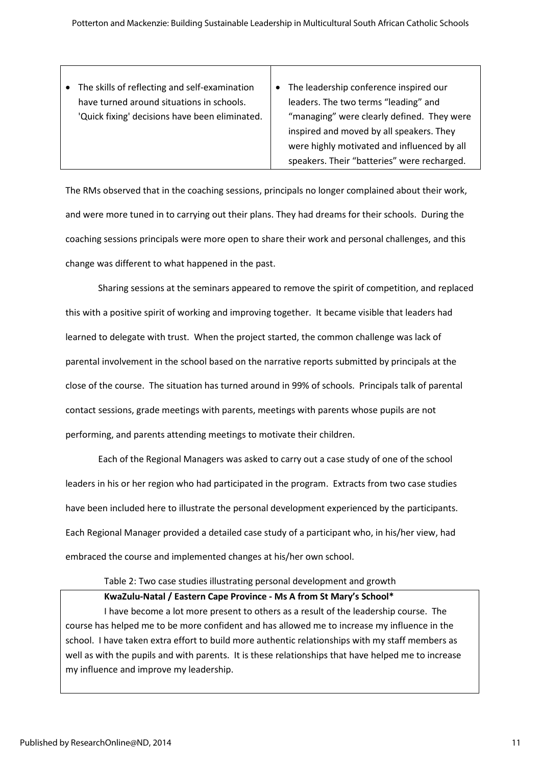| | |
|---|---|
| • The skills of reflecting and self-examination have turned around situations in schools. 'Quick fixing' decisions have been eliminated. | • The leadership conference inspired our leaders. The two terms "leading" and "managing" were clearly defined. They were inspired and moved by all speakers. They were highly motivated and influenced by all speakers. Their "batteries" were recharged. |

The RMs observed that in the coaching sessions, principals no longer complained about their work, and were more tuned in to carrying out their plans. They had dreams for their schools. During the coaching sessions principals were more open to share their work and personal challenges, and this change was different to what happened in the past.

Sharing sessions at the seminars appeared to remove the spirit of competition, and replaced this with a positive spirit of working and improving together. It became visible that leaders had learned to delegate with trust. When the project started, the common challenge was lack of parental involvement in the school based on the narrative reports submitted by principals at the close of the course. The situation has turned around in 99% of schools. Principals talk of parental contact sessions, grade meetings with parents, meetings with parents whose pupils are not performing, and parents attending meetings to motivate their children.

Each of the Regional Managers was asked to carry out a case study of one of the school leaders in his or her region who had participated in the program. Extracts from two case studies have been included here to illustrate the personal development experienced by the participants. Each Regional Manager provided a detailed case study of a participant who, in his/her view, had embraced the course and implemented changes at his/her own school.

Table 2: Two case studies illustrating personal development and growth

| |
|---|
| **KwaZulu-Natal / Eastern Cape Province - Ms A from St Mary's School*** |
| I have become a lot more present to others as a result of the leadership course. The course has helped me to be more confident and has allowed me to increase my influence in the school. I have taken extra effort to build more authentic relationships with my staff members as well as with the pupils and with parents. It is these relationships that have helped me to increase my influence and improve my leadership. |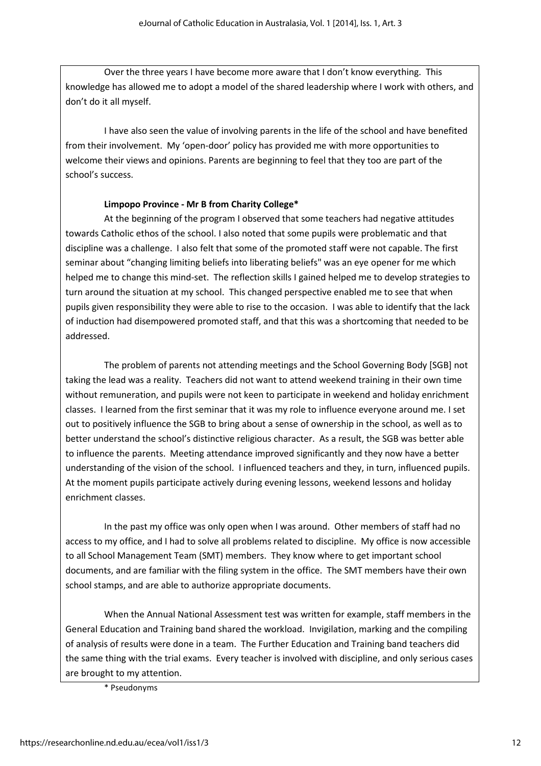Over the three years I have become more aware that I don't know everything. This knowledge has allowed me to adopt a model of the shared leadership where I work with others, and don't do it all myself.

I have also seen the value of involving parents in the life of the school and have benefited from their involvement. My 'open-door' policy has provided me with more opportunities to welcome their views and opinions. Parents are beginning to feel that they too are part of the school's success.

**Limpopo Province - Mr B from Charity College***

At the beginning of the program I observed that some teachers had negative attitudes towards Catholic ethos of the school. I also noted that some pupils were problematic and that discipline was a challenge. I also felt that some of the promoted staff were not capable. The first seminar about "changing limiting beliefs into liberating beliefs" was an eye opener for me which helped me to change this mind-set. The reflection skills I gained helped me to develop strategies to turn around the situation at my school. This changed perspective enabled me to see that when pupils given responsibility they were able to rise to the occasion. I was able to identify that the lack of induction had disempowered promoted staff, and that this was a shortcoming that needed to be addressed.

The problem of parents not attending meetings and the School Governing Body [SGB] not taking the lead was a reality. Teachers did not want to attend weekend training in their own time without remuneration, and pupils were not keen to participate in weekend and holiday enrichment classes. I learned from the first seminar that it was my role to influence everyone around me. I set out to positively influence the SGB to bring about a sense of ownership in the school, as well as to better understand the school's distinctive religious character. As a result, the SGB was better able to influence the parents. Meeting attendance improved significantly and they now have a better understanding of the vision of the school. I influenced teachers and they, in turn, influenced pupils. At the moment pupils participate actively during evening lessons, weekend lessons and holiday enrichment classes.

In the past my office was only open when I was around. Other members of staff had no access to my office, and I had to solve all problems related to discipline. My office is now accessible to all School Management Team (SMT) members. They know where to get important school documents, and are familiar with the filing system in the office. The SMT members have their own school stamps, and are able to authorize appropriate documents.

When the Annual National Assessment test was written for example, staff members in the General Education and Training band shared the workload. Invigilation, marking and the compiling of analysis of results were done in a team. The Further Education and Training band teachers did the same thing with the trial exams. Every teacher is involved with discipline, and only serious cases are brought to my attention.

* Pseudonyms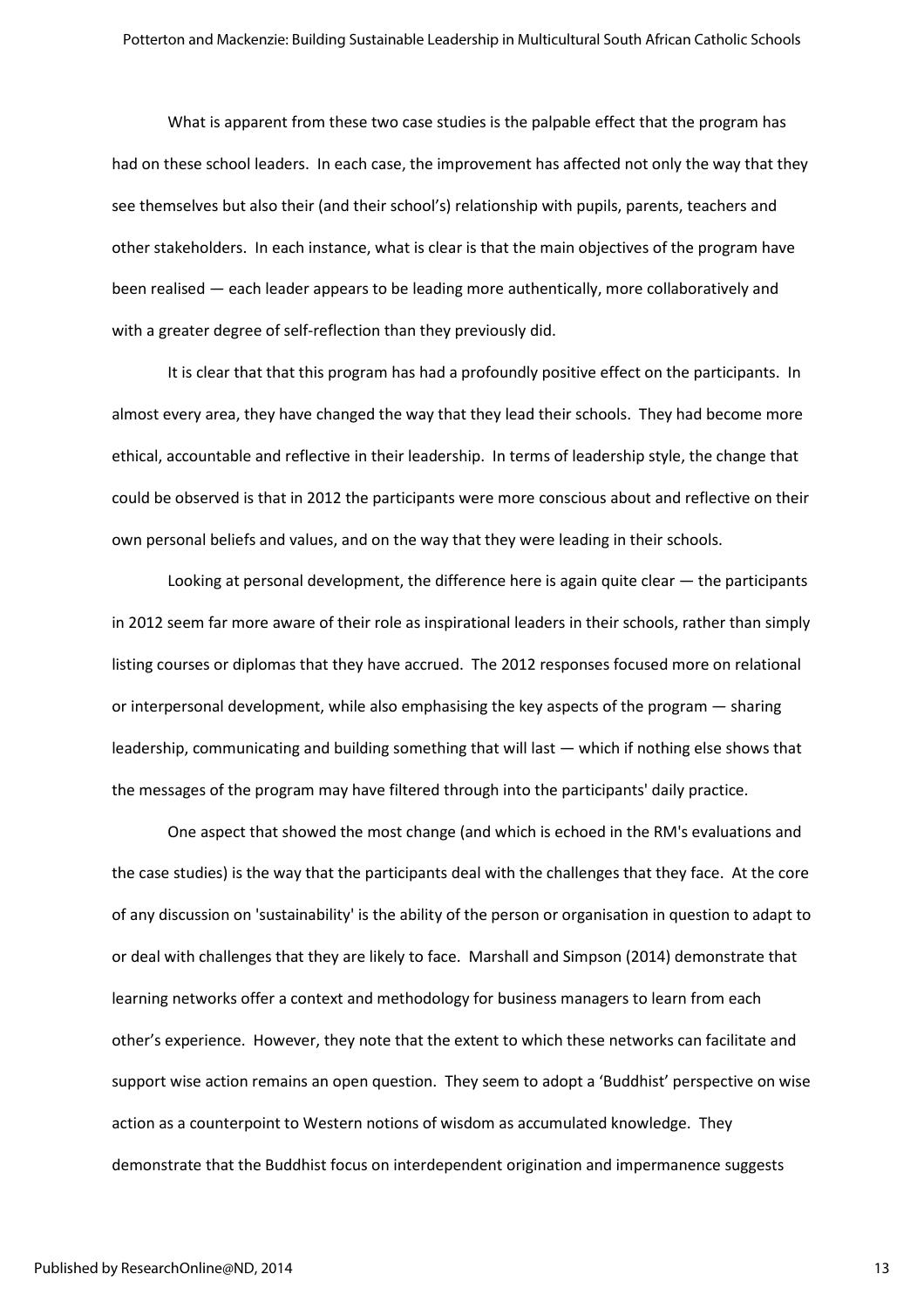What is apparent from these two case studies is the palpable effect that the program has had on these school leaders. In each case, the improvement has affected not only the way that they see themselves but also their (and their school's) relationship with pupils, parents, teachers and other stakeholders. In each instance, what is clear is that the main objectives of the program have been realised — each leader appears to be leading more authentically, more collaboratively and with a greater degree of self-reflection than they previously did.

It is clear that that this program has had a profoundly positive effect on the participants. In almost every area, they have changed the way that they lead their schools. They had become more ethical, accountable and reflective in their leadership. In terms of leadership style, the change that could be observed is that in 2012 the participants were more conscious about and reflective on their own personal beliefs and values, and on the way that they were leading in their schools.

Looking at personal development, the difference here is again quite clear — the participants in 2012 seem far more aware of their role as inspirational leaders in their schools, rather than simply listing courses or diplomas that they have accrued. The 2012 responses focused more on relational or interpersonal development, while also emphasising the key aspects of the program — sharing leadership, communicating and building something that will last — which if nothing else shows that the messages of the program may have filtered through into the participants' daily practice.

One aspect that showed the most change (and which is echoed in the RM's evaluations and the case studies) is the way that the participants deal with the challenges that they face. At the core of any discussion on 'sustainability' is the ability of the person or organisation in question to adapt to or deal with challenges that they are likely to face. Marshall and Simpson (2014) demonstrate that learning networks offer a context and methodology for business managers to learn from each other's experience. However, they note that the extent to which these networks can facilitate and support wise action remains an open question. They seem to adopt a 'Buddhist' perspective on wise action as a counterpoint to Western notions of wisdom as accumulated knowledge. They demonstrate that the Buddhist focus on interdependent origination and impermanence suggests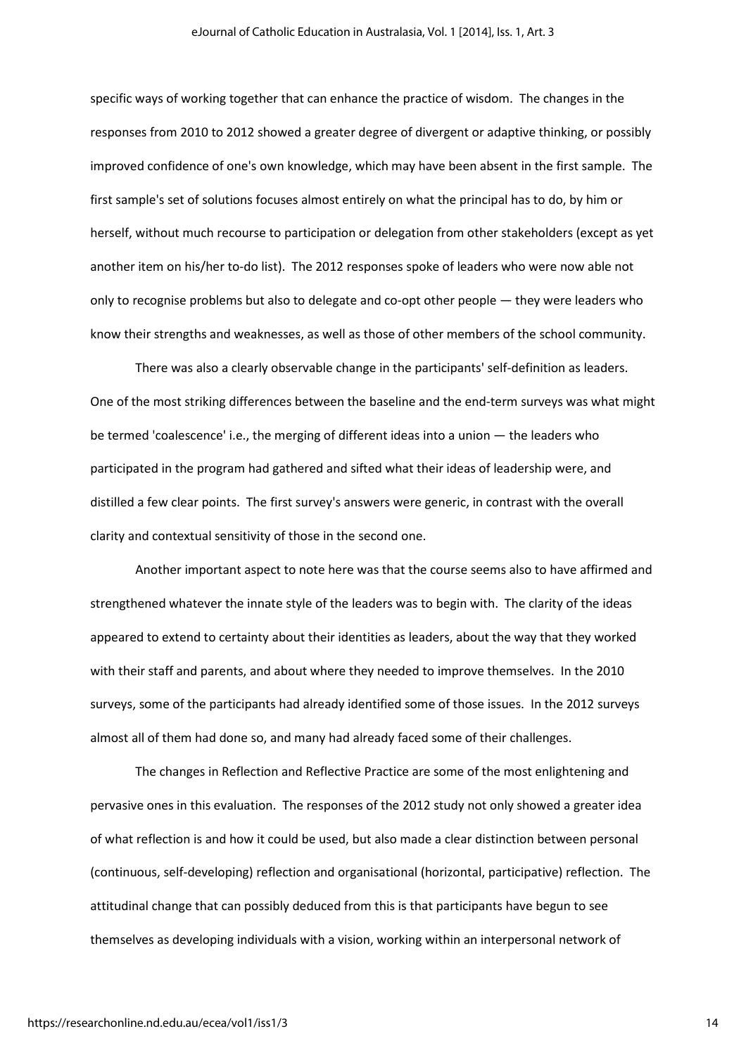specific ways of working together that can enhance the practice of wisdom. The changes in the responses from 2010 to 2012 showed a greater degree of divergent or adaptive thinking, or possibly improved confidence of one's own knowledge, which may have been absent in the first sample. The first sample's set of solutions focuses almost entirely on what the principal has to do, by him or herself, without much recourse to participation or delegation from other stakeholders (except as yet another item on his/her to-do list). The 2012 responses spoke of leaders who were now able not only to recognise problems but also to delegate and co-opt other people — they were leaders who know their strengths and weaknesses, as well as those of other members of the school community.

There was also a clearly observable change in the participants' self-definition as leaders. One of the most striking differences between the baseline and the end-term surveys was what might be termed 'coalescence' i.e., the merging of different ideas into a union — the leaders who participated in the program had gathered and sifted what their ideas of leadership were, and distilled a few clear points. The first survey's answers were generic, in contrast with the overall clarity and contextual sensitivity of those in the second one.

Another important aspect to note here was that the course seems also to have affirmed and strengthened whatever the innate style of the leaders was to begin with. The clarity of the ideas appeared to extend to certainty about their identities as leaders, about the way that they worked with their staff and parents, and about where they needed to improve themselves. In the 2010 surveys, some of the participants had already identified some of those issues. In the 2012 surveys almost all of them had done so, and many had already faced some of their challenges.

The changes in Reflection and Reflective Practice are some of the most enlightening and pervasive ones in this evaluation. The responses of the 2012 study not only showed a greater idea of what reflection is and how it could be used, but also made a clear distinction between personal (continuous, self-developing) reflection and organisational (horizontal, participative) reflection. The attitudinal change that can possibly deduced from this is that participants have begun to see themselves as developing individuals with a vision, working within an interpersonal network of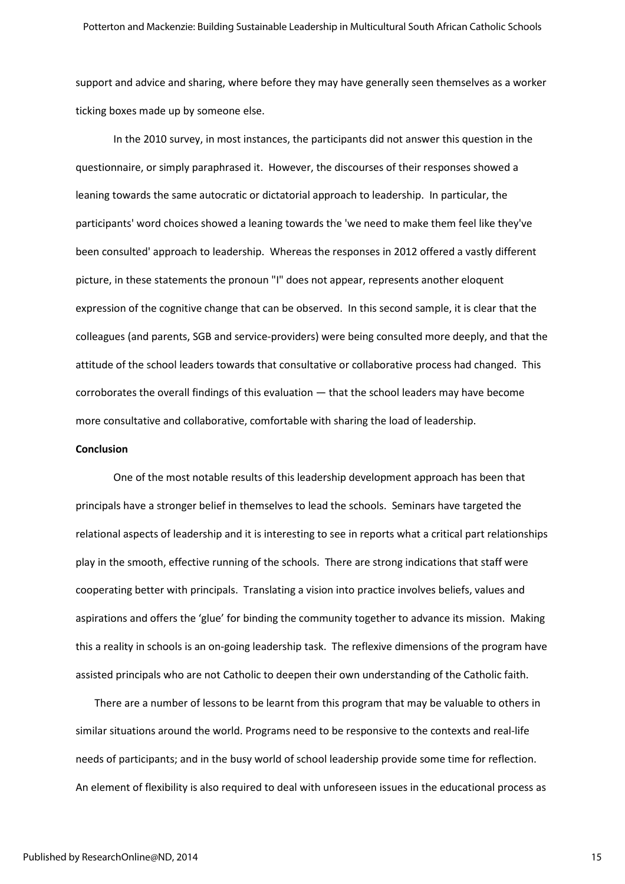support and advice and sharing, where before they may have generally seen themselves as a worker ticking boxes made up by someone else.

In the 2010 survey, in most instances, the participants did not answer this question in the questionnaire, or simply paraphrased it. However, the discourses of their responses showed a leaning towards the same autocratic or dictatorial approach to leadership. In particular, the participants' word choices showed a leaning towards the 'we need to make them feel like they've been consulted' approach to leadership. Whereas the responses in 2012 offered a vastly different picture, in these statements the pronoun "I" does not appear, represents another eloquent expression of the cognitive change that can be observed. In this second sample, it is clear that the colleagues (and parents, SGB and service-providers) were being consulted more deeply, and that the attitude of the school leaders towards that consultative or collaborative process had changed. This corroborates the overall findings of this evaluation — that the school leaders may have become more consultative and collaborative, comfortable with sharing the load of leadership.

**Conclusion**

One of the most notable results of this leadership development approach has been that principals have a stronger belief in themselves to lead the schools. Seminars have targeted the relational aspects of leadership and it is interesting to see in reports what a critical part relationships play in the smooth, effective running of the schools. There are strong indications that staff were cooperating better with principals. Translating a vision into practice involves beliefs, values and aspirations and offers the 'glue' for binding the community together to advance its mission. Making this a reality in schools is an on-going leadership task. The reflexive dimensions of the program have assisted principals who are not Catholic to deepen their own understanding of the Catholic faith.

There are a number of lessons to be learnt from this program that may be valuable to others in similar situations around the world. Programs need to be responsive to the contexts and real-life needs of participants; and in the busy world of school leadership provide some time for reflection. An element of flexibility is also required to deal with unforeseen issues in the educational process as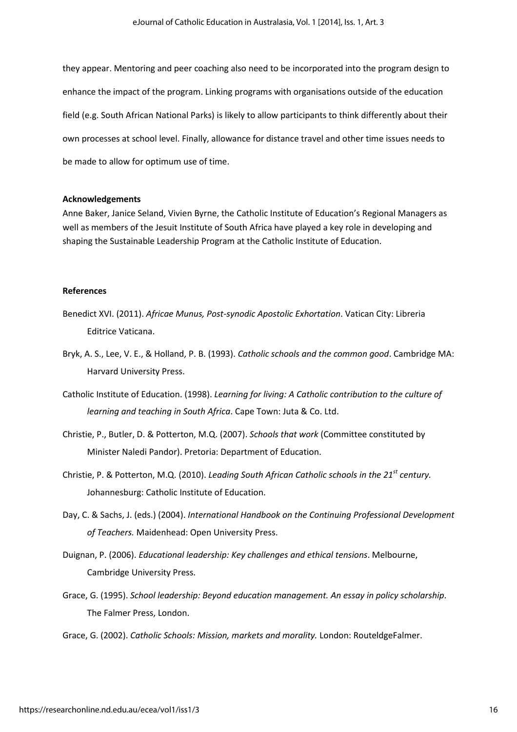they appear. Mentoring and peer coaching also need to be incorporated into the program design to enhance the impact of the program. Linking programs with organisations outside of the education field (e.g. South African National Parks) is likely to allow participants to think differently about their own processes at school level. Finally, allowance for distance travel and other time issues needs to be made to allow for optimum use of time.

**Acknowledgements**

Anne Baker, Janice Seland, Vivien Byrne, the Catholic Institute of Education's Regional Managers as well as members of the Jesuit Institute of South Africa have played a key role in developing and shaping the Sustainable Leadership Program at the Catholic Institute of Education.

**References**

Benedict XVI. (2011). *Africae Munus, Post-synodic Apostolic Exhortation*. Vatican City: Libreria Editrice Vaticana.

Bryk, A. S., Lee, V. E., & Holland, P. B. (1993). *Catholic schools and the common good*. Cambridge MA: Harvard University Press.

Catholic Institute of Education. (1998). *Learning for living: A Catholic contribution to the culture of learning and teaching in South Africa*. Cape Town: Juta & Co. Ltd.

Christie, P., Butler, D. & Potterton, M.Q. (2007). *Schools that work* (Committee constituted by Minister Naledi Pandor). Pretoria: Department of Education.

Christie, P. & Potterton, M.Q. (2010). *Leading South African Catholic schools in the 21st century.* Johannesburg: Catholic Institute of Education.

Day, C. & Sachs, J. (eds.) (2004). *International Handbook on the Continuing Professional Development of Teachers.* Maidenhead: Open University Press.

Duignan, P. (2006). *Educational leadership: Key challenges and ethical tensions*. Melbourne, Cambridge University Press.

Grace, G. (1995). *School leadership: Beyond education management. An essay in policy scholarship*. The Falmer Press, London.

Grace, G. (2002). *Catholic Schools: Mission, markets and morality.* London: RouteldgeFalmer.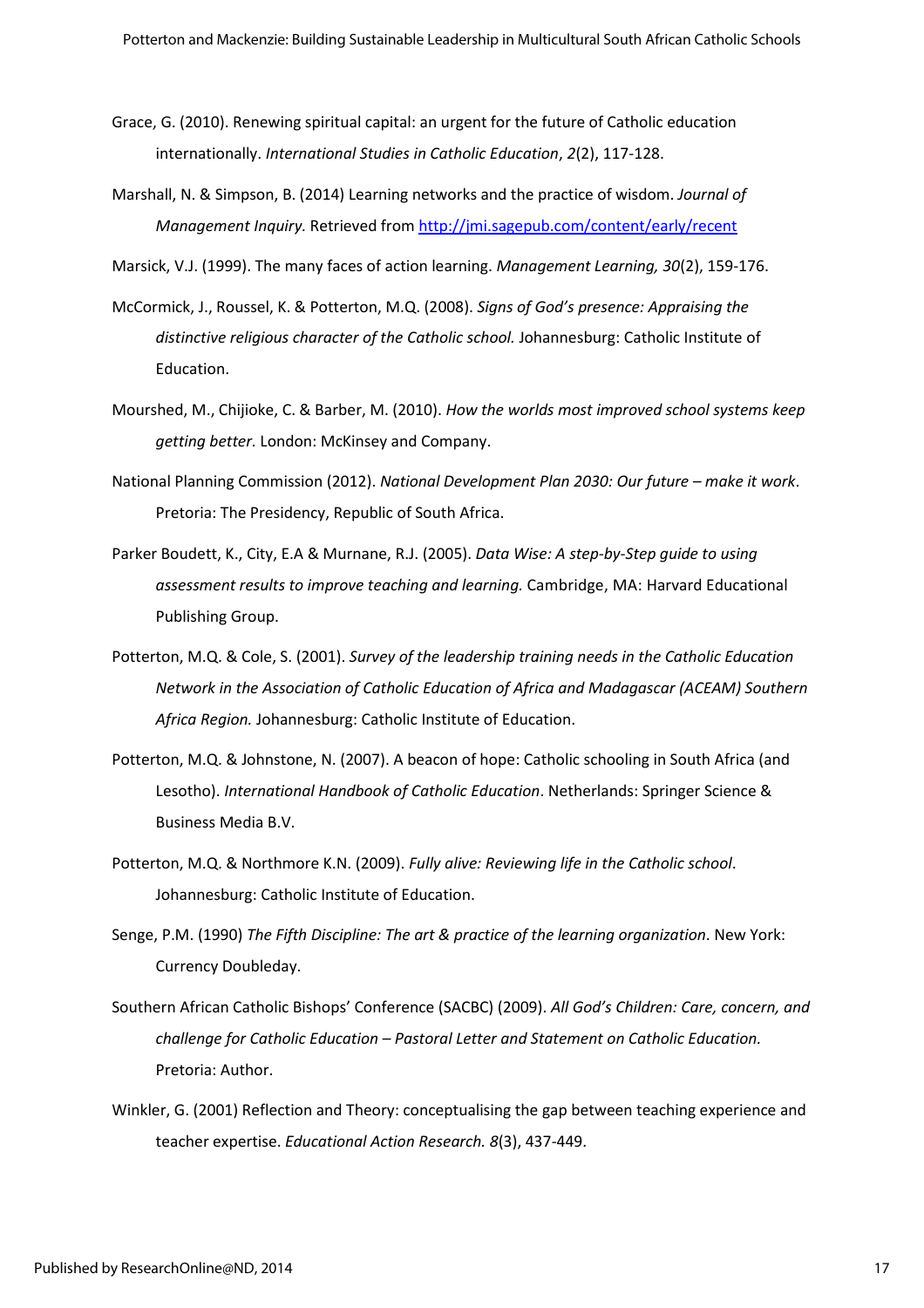Grace, G. (2010). Renewing spiritual capital: an urgent for the future of Catholic education internationally. *International Studies in Catholic Education*, *2*(2), 117-128.

Marshall, N. & Simpson, B. (2014) Learning networks and the practice of wisdom. *Journal of Management Inquiry.* Retrieved from http://jmi.sagepub.com/content/early/recent

Marsick, V.J. (1999). The many faces of action learning. *Management Learning, 30*(2), 159-176.

McCormick, J., Roussel, K. & Potterton, M.Q. (2008). *Signs of God's presence: Appraising the distinctive religious character of the Catholic school.* Johannesburg: Catholic Institute of Education.

Mourshed, M., Chijioke, C. & Barber, M. (2010). *How the worlds most improved school systems keep getting better.* London: McKinsey and Company.

National Planning Commission (2012). *National Development Plan 2030: Our future – make it work*. Pretoria: The Presidency, Republic of South Africa.

Parker Boudett, K., City, E.A & Murnane, R.J. (2005). *Data Wise: A step-by-Step guide to using assessment results to improve teaching and learning.* Cambridge, MA: Harvard Educational Publishing Group.

Potterton, M.Q. & Cole, S. (2001). *Survey of the leadership training needs in the Catholic Education Network in the Association of Catholic Education of Africa and Madagascar (ACEAM) Southern Africa Region.* Johannesburg: Catholic Institute of Education.

Potterton, M.Q. & Johnstone, N. (2007). A beacon of hope: Catholic schooling in South Africa (and Lesotho). *International Handbook of Catholic Education*. Netherlands: Springer Science & Business Media B.V.

Potterton, M.Q. & Northmore K.N. (2009). *Fully alive: Reviewing life in the Catholic school*. Johannesburg: Catholic Institute of Education.

Senge, P.M. (1990) *The Fifth Discipline: The art & practice of the learning organization*. New York: Currency Doubleday.

Southern African Catholic Bishops' Conference (SACBC) (2009). *All God's Children: Care, concern, and challenge for Catholic Education – Pastoral Letter and Statement on Catholic Education.* Pretoria: Author.

Winkler, G. (2001) Reflection and Theory: conceptualising the gap between teaching experience and teacher expertise. *Educational Action Research. 8*(3), 437-449.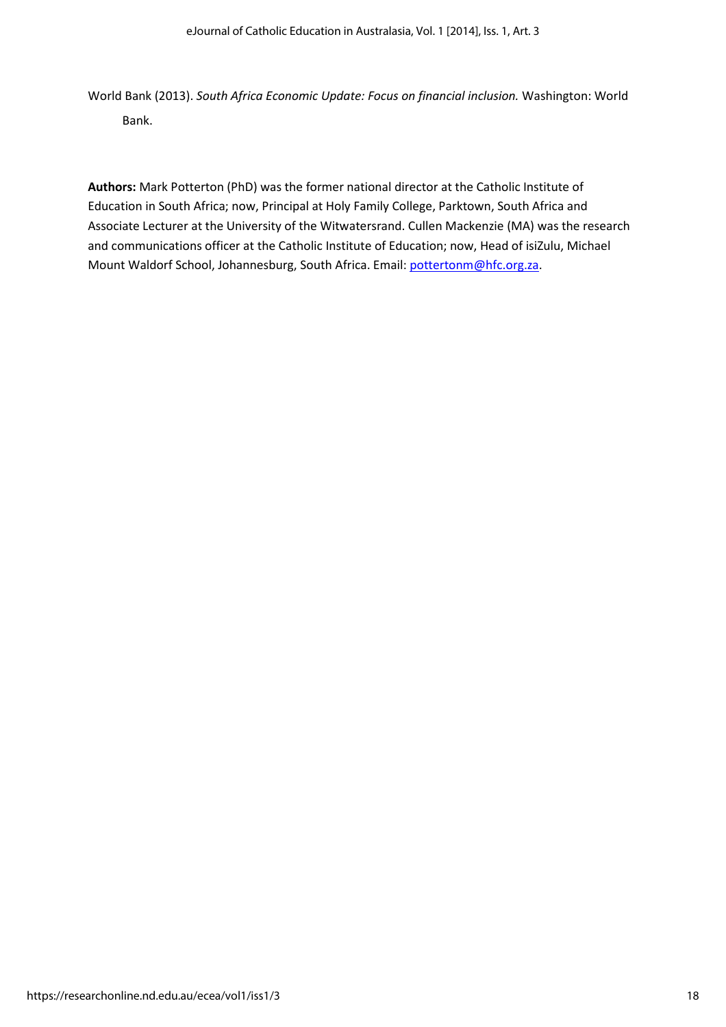World Bank (2013). *South Africa Economic Update: Focus on financial inclusion.* Washington: World Bank.

**Authors:** Mark Potterton (PhD) was the former national director at the Catholic Institute of Education in South Africa; now, Principal at Holy Family College, Parktown, South Africa and Associate Lecturer at the University of the Witwatersrand. Cullen Mackenzie (MA) was the research and communications officer at the Catholic Institute of Education; now, Head of isiZulu, Michael Mount Waldorf School, Johannesburg, South Africa. Email: pottertonm@hfc.org.za.